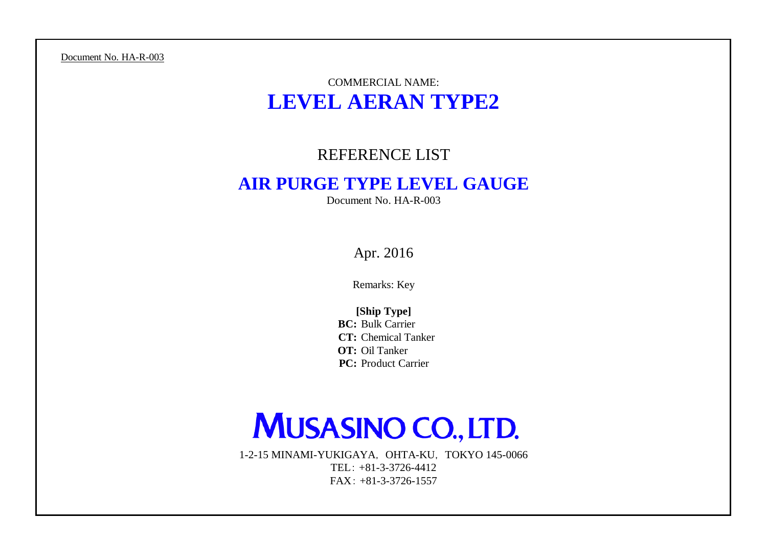Document No. HA-R-003

COMMERCIAL NAME:

# LEVEL AERAN TYPE2

## REFERENCE LIST

# AIR PURGE TYPE LEVEL GAUGE

Document No. HA-R-003

Apr. 2016

Remarks: Key

**[Ship Type]**

**BC:** Bulk Carrier
**CT:** Chemical Tanker
**OT:** Oil Tanker
**PC:** Product Carrier

# MUSASINO CO., LTD.

1-2-15 MINAMI-YUKIGAYA, OHTA-KU, TOKYO 145-0066
TEL: +81-3-3726-4412
FAX: +81-3-3726-1557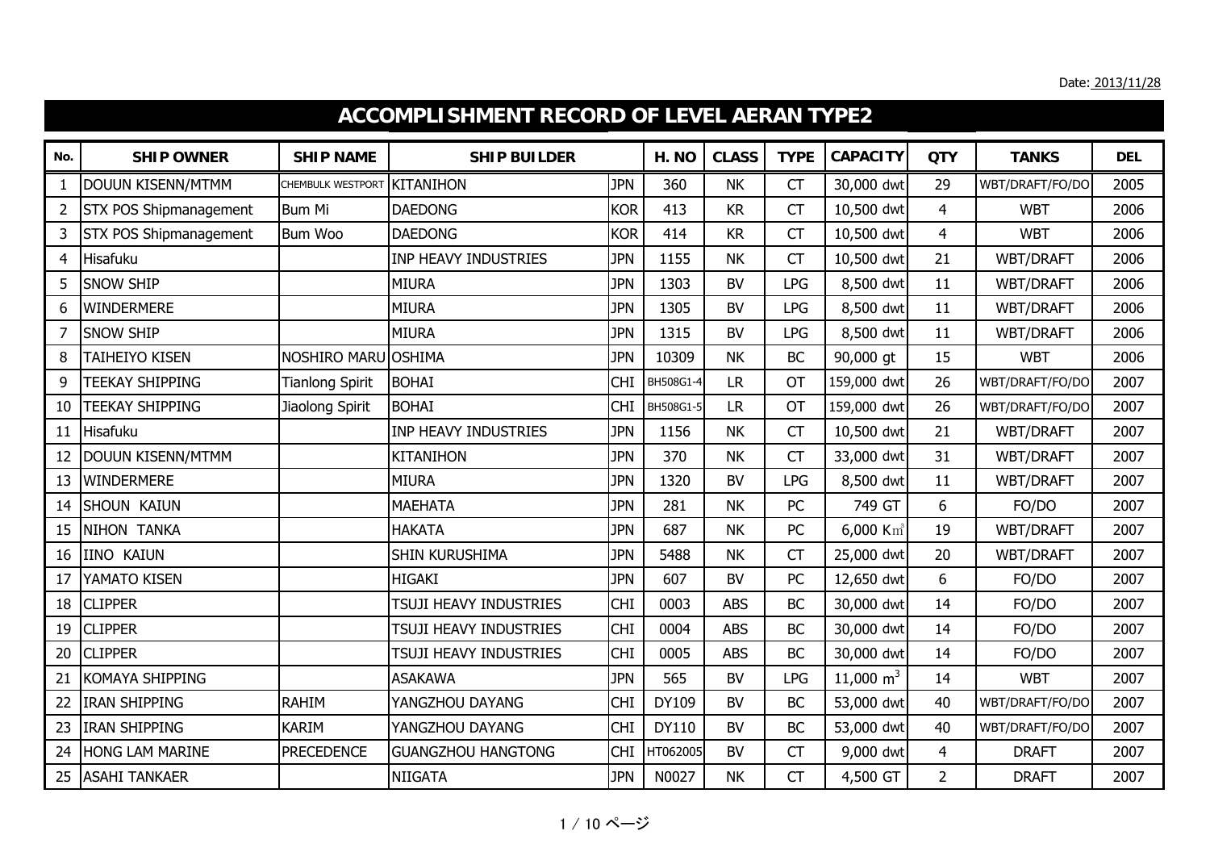Date: 2013/11/28

# ACCOMPLISHMENT RECORD OF LEVEL AERAN TYPE2

| No. | SHIP OWNER | SHIP NAME | SHIP BUILDER | | H. NO | CLASS | TYPE | CAPACITY | QTY | TANKS | DEL |
|---|---|---|---|---|---|---|---|---|---|---|---|
| 1 | DOUUN KISENN/MTMM | CHEMBULK WESTPORT | KITANIHON | JPN | 360 | NK | CT | 30,000 dwt | 29 | WBT/DRAFT/FO/DO | 2005 |
| 2 | STX POS Shipmanagement | Bum Mi | DAEDONG | KOR | 413 | KR | CT | 10,500 dwt | 4 | WBT | 2006 |
| 3 | STX POS Shipmanagement | Bum Woo | DAEDONG | KOR | 414 | KR | CT | 10,500 dwt | 4 | WBT | 2006 |
| 4 | Hisafuku | | INP HEAVY INDUSTRIES | JPN | 1155 | NK | CT | 10,500 dwt | 21 | WBT/DRAFT | 2006 |
| 5 | SNOW SHIP | | MIURA | JPN | 1303 | BV | LPG | 8,500 dwt | 11 | WBT/DRAFT | 2006 |
| 6 | WINDERMERE | | MIURA | JPN | 1305 | BV | LPG | 8,500 dwt | 11 | WBT/DRAFT | 2006 |
| 7 | SNOW SHIP | | MIURA | JPN | 1315 | BV | LPG | 8,500 dwt | 11 | WBT/DRAFT | 2006 |
| 8 | TAIHEIYO KISEN | NOSHIRO MARU | OSHIMA | JPN | 10309 | NK | BC | 90,000 gt | 15 | WBT | 2006 |
| 9 | TEEKAY SHIPPING | Tianlong Spirit | BOHAI | CHI | BH508G1-4 | LR | OT | 159,000 dwt | 26 | WBT/DRAFT/FO/DO | 2007 |
| 10 | TEEKAY SHIPPING | Jiaolong Spirit | BOHAI | CHI | BH508G1-5 | LR | OT | 159,000 dwt | 26 | WBT/DRAFT/FO/DO | 2007 |
| 11 | Hisafuku | | INP HEAVY INDUSTRIES | JPN | 1156 | NK | CT | 10,500 dwt | 21 | WBT/DRAFT | 2007 |
| 12 | DOUUN KISENN/MTMM | | KITANIHON | JPN | 370 | NK | CT | 33,000 dwt | 31 | WBT/DRAFT | 2007 |
| 13 | WINDERMERE | | MIURA | JPN | 1320 | BV | LPG | 8,500 dwt | 11 | WBT/DRAFT | 2007 |
| 14 | SHOUN KAIUN | | MAEHATA | JPN | 281 | NK | PC | 749 GT | 6 | FO/DO | 2007 |
| 15 | NIHON TANKA | | HAKATA | JPN | 687 | NK | PC | 6,000 K㎥ | 19 | WBT/DRAFT | 2007 |
| 16 | IINO KAIUN | | SHIN KURUSHIMA | JPN | 5488 | NK | CT | 25,000 dwt | 20 | WBT/DRAFT | 2007 |
| 17 | YAMATO KISEN | | HIGAKI | JPN | 607 | BV | PC | 12,650 dwt | 6 | FO/DO | 2007 |
| 18 | CLIPPER | | TSUJI HEAVY INDUSTRIES | CHI | 0003 | ABS | BC | 30,000 dwt | 14 | FO/DO | 2007 |
| 19 | CLIPPER | | TSUJI HEAVY INDUSTRIES | CHI | 0004 | ABS | BC | 30,000 dwt | 14 | FO/DO | 2007 |
| 20 | CLIPPER | | TSUJI HEAVY INDUSTRIES | CHI | 0005 | ABS | BC | 30,000 dwt | 14 | FO/DO | 2007 |
| 21 | KOMAYA SHIPPING | | ASAKAWA | JPN | 565 | BV | LPG | 11,000 $m^3$ | 14 | WBT | 2007 |
| 22 | IRAN SHIPPING | RAHIM | YANGZHOU DAYANG | CHI | DY109 | BV | BC | 53,000 dwt | 40 | WBT/DRAFT/FO/DO | 2007 |
| 23 | IRAN SHIPPING | KARIM | YANGZHOU DAYANG | CHI | DY110 | BV | BC | 53,000 dwt | 40 | WBT/DRAFT/FO/DO | 2007 |
| 24 | HONG LAM MARINE | PRECEDENCE | GUANGZHOU HANGTONG | CHI | HT062005 | BV | CT | 9,000 dwt | 4 | DRAFT | 2007 |
| 25 | ASAHI TANKAER | | NIIGATA | JPN | N0027 | NK | CT | 4,500 GT | 2 | DRAFT | 2007 |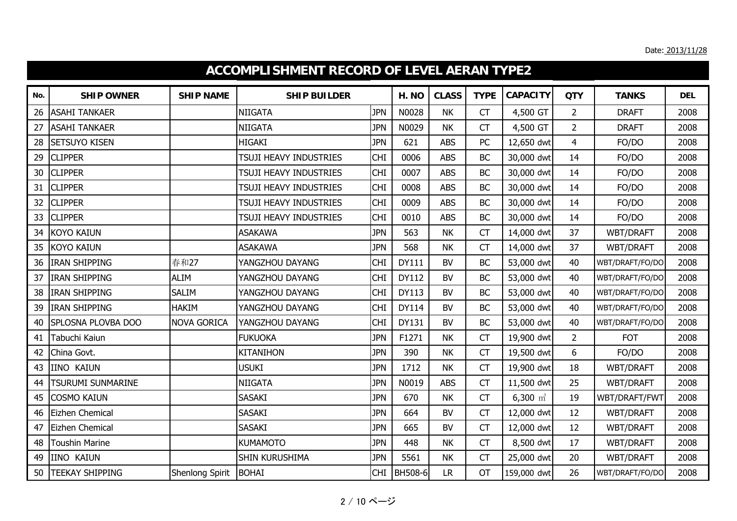Date: 2013/11/28

# ACCOMPLISHMENT RECORD OF LEVEL AERAN TYPE2

| No. | SHIP OWNER | SHIP NAME | SHIP BUILDER | | H. NO | CLASS | TYPE | CAPACITY | QTY | TANKS | DEL |
|---|---|---|---|---|---|---|---|---|---|---|---|
| 26 | ASAHI TANKAER | | NIIGATA | JPN | N0028 | NK | CT | 4,500 GT | 2 | DRAFT | 2008 |
| 27 | ASAHI TANKAER | | NIIGATA | JPN | N0029 | NK | CT | 4,500 GT | 2 | DRAFT | 2008 |
| 28 | SETSUYO KISEN | | HIGAKI | JPN | 621 | ABS | PC | 12,650 dwt | 4 | FO/DO | 2008 |
| 29 | CLIPPER | | TSUJI HEAVY INDUSTRIES | CHI | 0006 | ABS | BC | 30,000 dwt | 14 | FO/DO | 2008 |
| 30 | CLIPPER | | TSUJI HEAVY INDUSTRIES | CHI | 0007 | ABS | BC | 30,000 dwt | 14 | FO/DO | 2008 |
| 31 | CLIPPER | | TSUJI HEAVY INDUSTRIES | CHI | 0008 | ABS | BC | 30,000 dwt | 14 | FO/DO | 2008 |
| 32 | CLIPPER | | TSUJI HEAVY INDUSTRIES | CHI | 0009 | ABS | BC | 30,000 dwt | 14 | FO/DO | 2008 |
| 33 | CLIPPER | | TSUJI HEAVY INDUSTRIES | CHI | 0010 | ABS | BC | 30,000 dwt | 14 | FO/DO | 2008 |
| 34 | KOYO KAIUN | | ASAKAWA | JPN | 563 | NK | CT | 14,000 dwt | 37 | WBT/DRAFT | 2008 |
| 35 | KOYO KAIUN | | ASAKAWA | JPN | 568 | NK | CT | 14,000 dwt | 37 | WBT/DRAFT | 2008 |
| 36 | IRAN SHIPPING | 春和27 | YANGZHOU DAYANG | CHI | DY111 | BV | BC | 53,000 dwt | 40 | WBT/DRAFT/FO/DO | 2008 |
| 37 | IRAN SHIPPING | ALIM | YANGZHOU DAYANG | CHI | DY112 | BV | BC | 53,000 dwt | 40 | WBT/DRAFT/FO/DO | 2008 |
| 38 | IRAN SHIPPING | SALIM | YANGZHOU DAYANG | CHI | DY113 | BV | BC | 53,000 dwt | 40 | WBT/DRAFT/FO/DO | 2008 |
| 39 | IRAN SHIPPING | HAKIM | YANGZHOU DAYANG | CHI | DY114 | BV | BC | 53,000 dwt | 40 | WBT/DRAFT/FO/DO | 2008 |
| 40 | SPLOSNA PLOVBA DOO | NOVA GORICA | YANGZHOU DAYANG | CHI | DY131 | BV | BC | 53,000 dwt | 40 | WBT/DRAFT/FO/DO | 2008 |
| 41 | Tabuchi Kaiun | | FUKUOKA | JPN | F1271 | NK | CT | 19,900 dwt | 2 | FOT | 2008 |
| 42 | China Govt. | | KITANIHON | JPN | 390 | NK | CT | 19,500 dwt | 6 | FO/DO | 2008 |
| 43 | IINO KAIUN | | USUKI | JPN | 1712 | NK | CT | 19,900 dwt | 18 | WBT/DRAFT | 2008 |
| 44 | TSURUMI SUNMARINE | | NIIGATA | JPN | N0019 | ABS | CT | 11,500 dwt | 25 | WBT/DRAFT | 2008 |
| 45 | COSMO KAIUN | | SASAKI | JPN | 670 | NK | CT | 6,300 ㎥ | 19 | WBT/DRAFT/FWT | 2008 |
| 46 | Eizhen Chemical | | SASAKI | JPN | 664 | BV | CT | 12,000 dwt | 12 | WBT/DRAFT | 2008 |
| 47 | Eizhen Chemical | | SASAKI | JPN | 665 | BV | CT | 12,000 dwt | 12 | WBT/DRAFT | 2008 |
| 48 | Toushin Marine | | KUMAMOTO | JPN | 448 | NK | CT | 8,500 dwt | 17 | WBT/DRAFT | 2008 |
| 49 | IINO KAIUN | | SHIN KURUSHIMA | JPN | 5561 | NK | CT | 25,000 dwt | 20 | WBT/DRAFT | 2008 |
| 50 | TEEKAY SHIPPING | Shenlong Spirit | BOHAI | CHI | BH508-6 | LR | OT | 159,000 dwt | 26 | WBT/DRAFT/FO/DO | 2008 |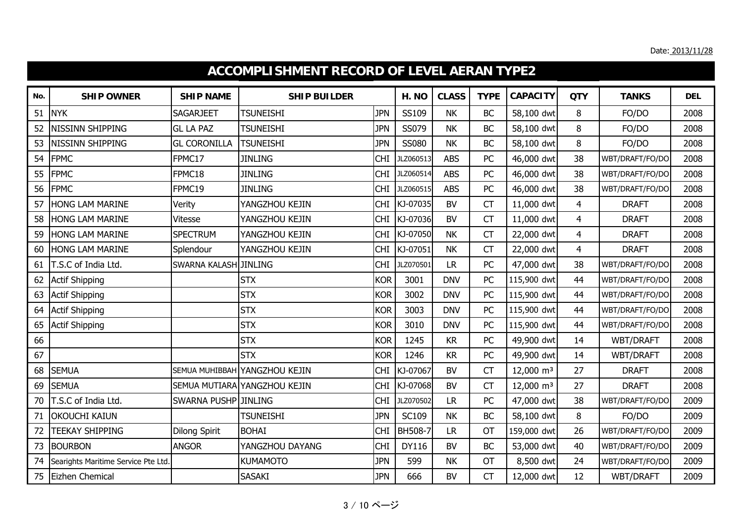Date: 2013/11/28

# ACCOMPLISHMENT RECORD OF LEVEL AERAN TYPE2

| No. | SHIP OWNER | SHIP NAME | SHIP BUILDER | | H. NO | CLASS | TYPE | CAPACITY | QTY | TANKS | DEL |
|---|---|---|---|---|---|---|---|---|---|---|---|
| 51 | NYK | SAGARJEET | TSUNEISHI | JPN | SS109 | NK | BC | 58,100 dwt | 8 | FO/DO | 2008 |
| 52 | NISSINN SHIPPING | GL LA PAZ | TSUNEISHI | JPN | SS079 | NK | BC | 58,100 dwt | 8 | FO/DO | 2008 |
| 53 | NISSINN SHIPPING | GL CORONILLA | TSUNEISHI | JPN | SS080 | NK | BC | 58,100 dwt | 8 | FO/DO | 2008 |
| 54 | FPMC | FPMC17 | JINLING | CHI | JLZ060513 | ABS | PC | 46,000 dwt | 38 | WBT/DRAFT/FO/DO | 2008 |
| 55 | FPMC | FPMC18 | JINLING | CHI | JLZ060514 | ABS | PC | 46,000 dwt | 38 | WBT/DRAFT/FO/DO | 2008 |
| 56 | FPMC | FPMC19 | JINLING | CHI | JLZ060515 | ABS | PC | 46,000 dwt | 38 | WBT/DRAFT/FO/DO | 2008 |
| 57 | HONG LAM MARINE | Verity | YANGZHOU KEJIN | CHI | KJ-07035 | BV | CT | 11,000 dwt | 4 | DRAFT | 2008 |
| 58 | HONG LAM MARINE | Vitesse | YANGZHOU KEJIN | CHI | KJ-07036 | BV | CT | 11,000 dwt | 4 | DRAFT | 2008 |
| 59 | HONG LAM MARINE | SPECTRUM | YANGZHOU KEJIN | CHI | KJ-07050 | NK | CT | 22,000 dwt | 4 | DRAFT | 2008 |
| 60 | HONG LAM MARINE | Splendour | YANGZHOU KEJIN | CHI | KJ-07051 | NK | CT | 22,000 dwt | 4 | DRAFT | 2008 |
| 61 | T.S.C of India Ltd. | SWARNA KALASH | JINLING | CHI | JLZ070501 | LR | PC | 47,000 dwt | 38 | WBT/DRAFT/FO/DO | 2008 |
| 62 | Actif Shipping | | STX | KOR | 3001 | DNV | PC | 115,900 dwt | 44 | WBT/DRAFT/FO/DO | 2008 |
| 63 | Actif Shipping | | STX | KOR | 3002 | DNV | PC | 115,900 dwt | 44 | WBT/DRAFT/FO/DO | 2008 |
| 64 | Actif Shipping | | STX | KOR | 3003 | DNV | PC | 115,900 dwt | 44 | WBT/DRAFT/FO/DO | 2008 |
| 65 | Actif Shipping | | STX | KOR | 3010 | DNV | PC | 115,900 dwt | 44 | WBT/DRAFT/FO/DO | 2008 |
| 66 | | | STX | KOR | 1245 | KR | PC | 49,900 dwt | 14 | WBT/DRAFT | 2008 |
| 67 | | | STX | KOR | 1246 | KR | PC | 49,900 dwt | 14 | WBT/DRAFT | 2008 |
| 68 | SEMUA | SEMUA MUHIBBAH | YANGZHOU KEJIN | CHI | KJ-07067 | BV | CT | 12,000 m³ | 27 | DRAFT | 2008 |
| 69 | SEMUA | SEMUA MUTIARA | YANGZHOU KEJIN | CHI | KJ-07068 | BV | CT | 12,000 m³ | 27 | DRAFT | 2008 |
| 70 | T.S.C of India Ltd. | SWARNA PUSHP | JINLING | CHI | JLZ070502 | LR | PC | 47,000 dwt | 38 | WBT/DRAFT/FO/DO | 2009 |
| 71 | OKOUCHI KAIUN | | TSUNEISHI | JPN | SC109 | NK | BC | 58,100 dwt | 8 | FO/DO | 2009 |
| 72 | TEEKAY SHIPPING | Dilong Spirit | BOHAI | CHI | BH508-7 | LR | OT | 159,000 dwt | 26 | WBT/DRAFT/FO/DO | 2009 |
| 73 | BOURBON | ANGOR | YANGZHOU DAYANG | CHI | DY116 | BV | BC | 53,000 dwt | 40 | WBT/DRAFT/FO/DO | 2009 |
| 74 | Searights Maritime Service Pte Ltd. | | KUMAMOTO | JPN | 599 | NK | OT | 8,500 dwt | 24 | WBT/DRAFT/FO/DO | 2009 |
| 75 | Eizhen Chemical | | SASAKI | JPN | 666 | BV | CT | 12,000 dwt | 12 | WBT/DRAFT | 2009 |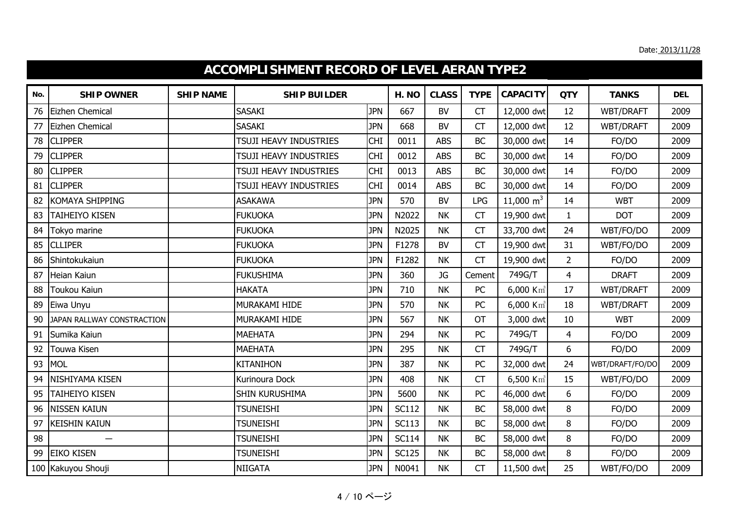Date: 2013/11/28

# ACCOMPLISHMENT RECORD OF LEVEL AERAN TYPE2

| No. | SHIP OWNER | SHIP NAME | SHIP BUILDER | | H. NO | CLASS | TYPE | CAPACITY | QTY | TANKS | DEL |
|---|---|---|---|---|---|---|---|---|---|---|---|
| 76 | Eizhen Chemical | | SASAKI | JPN | 667 | BV | CT | 12,000 dwt | 12 | WBT/DRAFT | 2009 |
| 77 | Eizhen Chemical | | SASAKI | JPN | 668 | BV | CT | 12,000 dwt | 12 | WBT/DRAFT | 2009 |
| 78 | CLIPPER | | TSUJI HEAVY INDUSTRIES | CHI | 0011 | ABS | BC | 30,000 dwt | 14 | FO/DO | 2009 |
| 79 | CLIPPER | | TSUJI HEAVY INDUSTRIES | CHI | 0012 | ABS | BC | 30,000 dwt | 14 | FO/DO | 2009 |
| 80 | CLIPPER | | TSUJI HEAVY INDUSTRIES | CHI | 0013 | ABS | BC | 30,000 dwt | 14 | FO/DO | 2009 |
| 81 | CLIPPER | | TSUJI HEAVY INDUSTRIES | CHI | 0014 | ABS | BC | 30,000 dwt | 14 | FO/DO | 2009 |
| 82 | KOMAYA SHIPPING | | ASAKAWA | JPN | 570 | BV | LPG | 11,000 $m^3$ | 14 | WBT | 2009 |
| 83 | TAIHEIYO KISEN | | FUKUOKA | JPN | N2022 | NK | CT | 19,900 dwt | 1 | DOT | 2009 |
| 84 | Tokyo marine | | FUKUOKA | JPN | N2025 | NK | CT | 33,700 dwt | 24 | WBT/FO/DO | 2009 |
| 85 | CLLIPER | | FUKUOKA | JPN | F1278 | BV | CT | 19,900 dwt | 31 | WBT/FO/DO | 2009 |
| 86 | Shintokukaiun | | FUKUOKA | JPN | F1282 | NK | CT | 19,900 dwt | 2 | FO/DO | 2009 |
| 87 | Heian Kaiun | | FUKUSHIMA | JPN | 360 | JG | Cement | 749G/T | 4 | DRAFT | 2009 |
| 88 | Toukou Kaiun | | HAKATA | JPN | 710 | NK | PC | 6,000 K㎥ | 17 | WBT/DRAFT | 2009 |
| 89 | Eiwa Unyu | | MURAKAMI HIDE | JPN | 570 | NK | PC | 6,000 K㎥ | 18 | WBT/DRAFT | 2009 |
| 90 | JAPAN RALLWAY CONSTRACTION | | MURAKAMI HIDE | JPN | 567 | NK | OT | 3,000 dwt | 10 | WBT | 2009 |
| 91 | Sumika Kaiun | | MAEHATA | JPN | 294 | NK | PC | 749G/T | 4 | FO/DO | 2009 |
| 92 | Touwa Kisen | | MAEHATA | JPN | 295 | NK | CT | 749G/T | 6 | FO/DO | 2009 |
| 93 | MOL | | KITANIHON | JPN | 387 | NK | PC | 32,000 dwt | 24 | WBT/DRAFT/FO/DO | 2009 |
| 94 | NISHIYAMA KISEN | | Kurinoura Dock | JPN | 408 | NK | CT | 6,500 K㎥ | 15 | WBT/FO/DO | 2009 |
| 95 | TAIHEIYO KISEN | | SHIN KURUSHIMA | JPN | 5600 | NK | PC | 46,000 dwt | 6 | FO/DO | 2009 |
| 96 | NISSEN KAIUN | | TSUNEISHI | JPN | SC112 | NK | BC | 58,000 dwt | 8 | FO/DO | 2009 |
| 97 | KEISHIN KAIUN | | TSUNEISHI | JPN | SC113 | NK | BC | 58,000 dwt | 8 | FO/DO | 2009 |
| 98 | — | | TSUNEISHI | JPN | SC114 | NK | BC | 58,000 dwt | 8 | FO/DO | 2009 |
| 99 | EIKO KISEN | | TSUNEISHI | JPN | SC125 | NK | BC | 58,000 dwt | 8 | FO/DO | 2009 |
| 100 | Kakuyou Shouji | | NIIGATA | JPN | N0041 | NK | CT | 11,500 dwt | 25 | WBT/FO/DO | 2009 |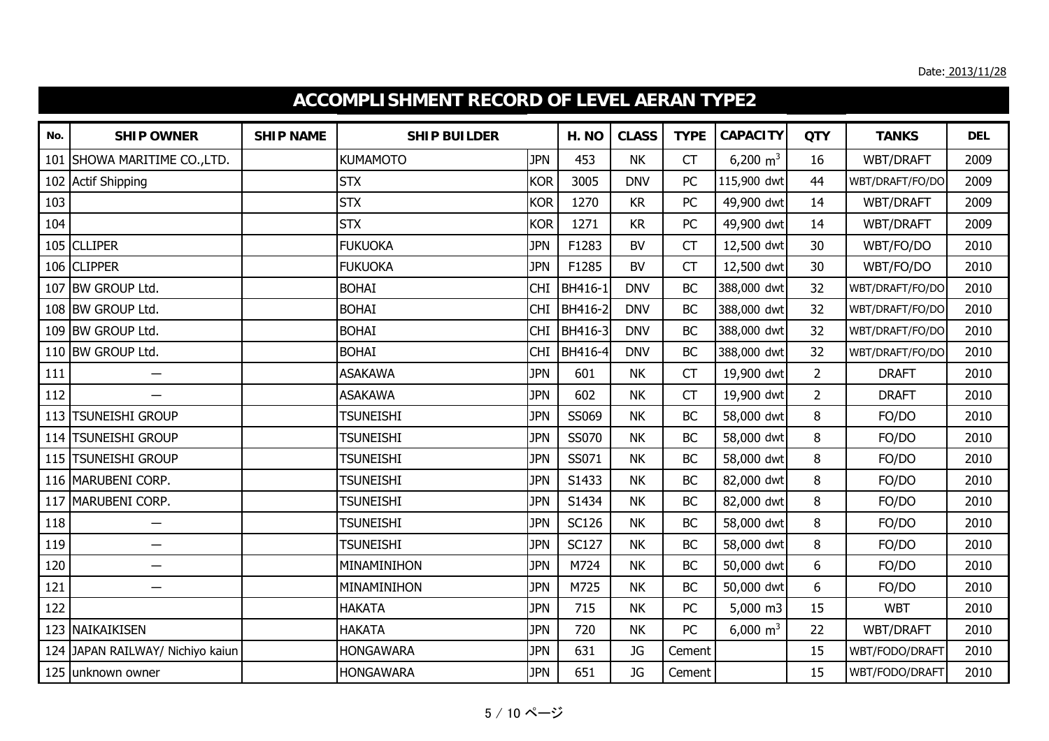Date: 2013/11/28

# ACCOMPLISHMENT RECORD OF LEVEL AERAN TYPE2

| No. | SHIP OWNER | SHIP NAME | SHIP BUILDER | | H. NO | CLASS | TYPE | CAPACITY | QTY | TANKS | DEL |
|---|---|---|---|---|---|---|---|---|---|---|---|
| 101 | SHOWA MARITIME CO.,LTD. | | KUMAMOTO | JPN | 453 | NK | CT | 6,200 $m^3$ | 16 | WBT/DRAFT | 2009 |
| 102 | Actif Shipping | | STX | KOR | 3005 | DNV | PC | 115,900 dwt | 44 | WBT/DRAFT/FO/DO | 2009 |
| 103 | | | STX | KOR | 1270 | KR | PC | 49,900 dwt | 14 | WBT/DRAFT | 2009 |
| 104 | | | STX | KOR | 1271 | KR | PC | 49,900 dwt | 14 | WBT/DRAFT | 2009 |
| 105 | CLLIPER | | FUKUOKA | JPN | F1283 | BV | CT | 12,500 dwt | 30 | WBT/FO/DO | 2010 |
| 106 | CLIPPER | | FUKUOKA | JPN | F1285 | BV | CT | 12,500 dwt | 30 | WBT/FO/DO | 2010 |
| 107 | BW GROUP Ltd. | | BOHAI | CHI | BH416-1 | DNV | BC | 388,000 dwt | 32 | WBT/DRAFT/FO/DO | 2010 |
| 108 | BW GROUP Ltd. | | BOHAI | CHI | BH416-2 | DNV | BC | 388,000 dwt | 32 | WBT/DRAFT/FO/DO | 2010 |
| 109 | BW GROUP Ltd. | | BOHAI | CHI | BH416-3 | DNV | BC | 388,000 dwt | 32 | WBT/DRAFT/FO/DO | 2010 |
| 110 | BW GROUP Ltd. | | BOHAI | CHI | BH416-4 | DNV | BC | 388,000 dwt | 32 | WBT/DRAFT/FO/DO | 2010 |
| 111 | — | | ASAKAWA | JPN | 601 | NK | CT | 19,900 dwt | 2 | DRAFT | 2010 |
| 112 | — | | ASAKAWA | JPN | 602 | NK | CT | 19,900 dwt | 2 | DRAFT | 2010 |
| 113 | TSUNEISHI GROUP | | TSUNEISHI | JPN | SS069 | NK | BC | 58,000 dwt | 8 | FO/DO | 2010 |
| 114 | TSUNEISHI GROUP | | TSUNEISHI | JPN | SS070 | NK | BC | 58,000 dwt | 8 | FO/DO | 2010 |
| 115 | TSUNEISHI GROUP | | TSUNEISHI | JPN | SS071 | NK | BC | 58,000 dwt | 8 | FO/DO | 2010 |
| 116 | MARUBENI CORP. | | TSUNEISHI | JPN | S1433 | NK | BC | 82,000 dwt | 8 | FO/DO | 2010 |
| 117 | MARUBENI CORP. | | TSUNEISHI | JPN | S1434 | NK | BC | 82,000 dwt | 8 | FO/DO | 2010 |
| 118 | — | | TSUNEISHI | JPN | SC126 | NK | BC | 58,000 dwt | 8 | FO/DO | 2010 |
| 119 | — | | TSUNEISHI | JPN | SC127 | NK | BC | 58,000 dwt | 8 | FO/DO | 2010 |
| 120 | — | | MINAMINIHON | JPN | M724 | NK | BC | 50,000 dwt | 6 | FO/DO | 2010 |
| 121 | — | | MINAMINIHON | JPN | M725 | NK | BC | 50,000 dwt | 6 | FO/DO | 2010 |
| 122 | | | HAKATA | JPN | 715 | NK | PC | 5,000 m3 | 15 | WBT | 2010 |
| 123 | NAIKAIKISEN | | HAKATA | JPN | 720 | NK | PC | 6,000 $m^3$ | 22 | WBT/DRAFT | 2010 |
| 124 | JAPAN RAILWAY/ Nichiyo kaiun | | HONGAWARA | JPN | 631 | JG | Cement | | 15 | WBT/FODO/DRAFT | 2010 |
| 125 | unknown owner | | HONGAWARA | JPN | 651 | JG | Cement | | 15 | WBT/FODO/DRAFT | 2010 |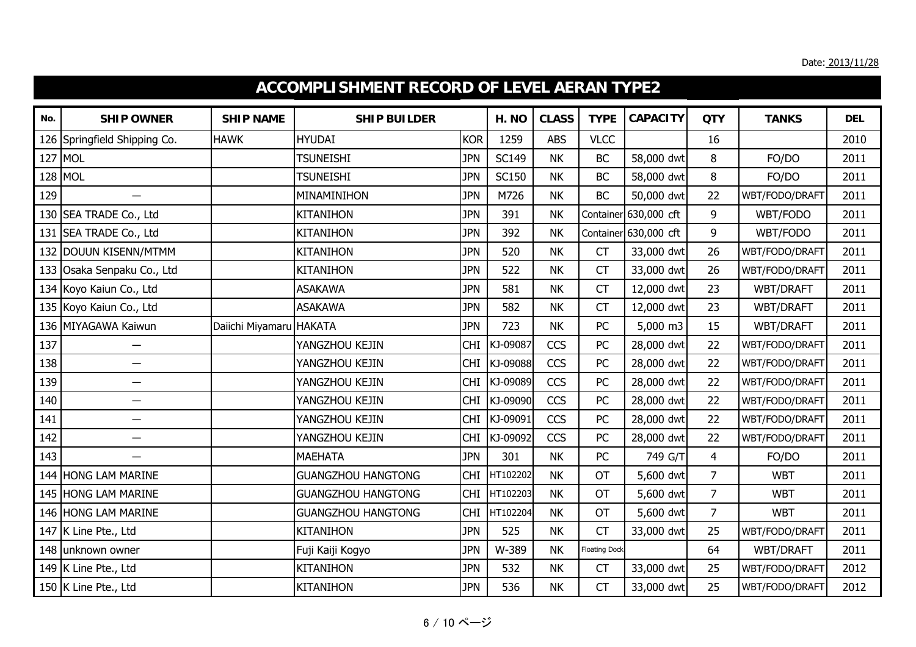Date: 2013/11/28

# ACCOMPLISHMENT RECORD OF LEVEL AERAN TYPE2

| No. | SHIP OWNER | SHIP NAME | SHIP BUILDER | | H. NO | CLASS | TYPE | CAPACITY | QTY | TANKS | DEL |
|---|---|---|---|---|---|---|---|---|---|---|---|
| 126 | Springfield Shipping Co. | HAWK | HYUDAI | KOR | 1259 | ABS | VLCC | | 16 | | 2010 |
| 127 | MOL | | TSUNEISHI | JPN | SC149 | NK | BC | 58,000 dwt | 8 | FO/DO | 2011 |
| 128 | MOL | | TSUNEISHI | JPN | SC150 | NK | BC | 58,000 dwt | 8 | FO/DO | 2011 |
| 129 | — | | MINAMINIHON | JPN | M726 | NK | BC | 50,000 dwt | 22 | WBT/FODO/DRAFT | 2011 |
| 130 | SEA TRADE Co., Ltd | | KITANIHON | JPN | 391 | NK | Container | 630,000 cft | 9 | WBT/FODO | 2011 |
| 131 | SEA TRADE Co., Ltd | | KITANIHON | JPN | 392 | NK | Container | 630,000 cft | 9 | WBT/FODO | 2011 |
| 132 | DOUUN KISENN/MTMM | | KITANIHON | JPN | 520 | NK | CT | 33,000 dwt | 26 | WBT/FODO/DRAFT | 2011 |
| 133 | Osaka Senpaku Co., Ltd | | KITANIHON | JPN | 522 | NK | CT | 33,000 dwt | 26 | WBT/FODO/DRAFT | 2011 |
| 134 | Koyo Kaiun Co., Ltd | | ASAKAWA | JPN | 581 | NK | CT | 12,000 dwt | 23 | WBT/DRAFT | 2011 |
| 135 | Koyo Kaiun Co., Ltd | | ASAKAWA | JPN | 582 | NK | CT | 12,000 dwt | 23 | WBT/DRAFT | 2011 |
| 136 | MIYAGAWA Kaiwun | Daiichi Miyamaru | HAKATA | JPN | 723 | NK | PC | 5,000 m3 | 15 | WBT/DRAFT | 2011 |
| 137 | — | | YANGZHOU KEJIN | CHI | KJ-09087 | CCS | PC | 28,000 dwt | 22 | WBT/FODO/DRAFT | 2011 |
| 138 | — | | YANGZHOU KEJIN | CHI | KJ-09088 | CCS | PC | 28,000 dwt | 22 | WBT/FODO/DRAFT | 2011 |
| 139 | — | | YANGZHOU KEJIN | CHI | KJ-09089 | CCS | PC | 28,000 dwt | 22 | WBT/FODO/DRAFT | 2011 |
| 140 | — | | YANGZHOU KEJIN | CHI | KJ-09090 | CCS | PC | 28,000 dwt | 22 | WBT/FODO/DRAFT | 2011 |
| 141 | — | | YANGZHOU KEJIN | CHI | KJ-09091 | CCS | PC | 28,000 dwt | 22 | WBT/FODO/DRAFT | 2011 |
| 142 | — | | YANGZHOU KEJIN | CHI | KJ-09092 | CCS | PC | 28,000 dwt | 22 | WBT/FODO/DRAFT | 2011 |
| 143 | — | | MAEHATA | JPN | 301 | NK | PC | 749 G/T | 4 | FO/DO | 2011 |
| 144 | HONG LAM MARINE | | GUANGZHOU HANGTONG | CHI | HT102202 | NK | OT | 5,600 dwt | 7 | WBT | 2011 |
| 145 | HONG LAM MARINE | | GUANGZHOU HANGTONG | CHI | HT102203 | NK | OT | 5,600 dwt | 7 | WBT | 2011 |
| 146 | HONG LAM MARINE | | GUANGZHOU HANGTONG | CHI | HT102204 | NK | OT | 5,600 dwt | 7 | WBT | 2011 |
| 147 | K Line Pte., Ltd | | KITANIHON | JPN | 525 | NK | CT | 33,000 dwt | 25 | WBT/FODO/DRAFT | 2011 |
| 148 | unknown owner | | Fuji Kaiji Kogyo | JPN | W-389 | NK | Floating Dock | | 64 | WBT/DRAFT | 2011 |
| 149 | K Line Pte., Ltd | | KITANIHON | JPN | 532 | NK | CT | 33,000 dwt | 25 | WBT/FODO/DRAFT | 2012 |
| 150 | K Line Pte., Ltd | | KITANIHON | JPN | 536 | NK | CT | 33,000 dwt | 25 | WBT/FODO/DRAFT | 2012 |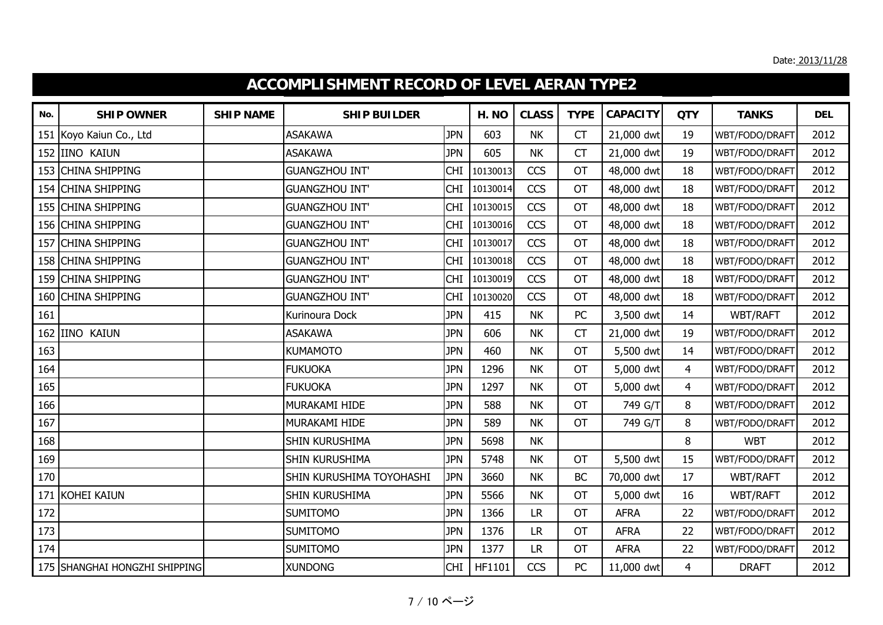Date: 2013/11/28

# ACCOMPLISHMENT RECORD OF LEVEL AERAN TYPE2

| No. | SHIP OWNER | SHIP NAME | SHIP BUILDER | | H. NO | CLASS | TYPE | CAPACITY | QTY | TANKS | DEL |
|---|---|---|---|---|---|---|---|---|---|---|---|
| 151 | Koyo Kaiun Co., Ltd | | ASAKAWA | JPN | 603 | NK | CT | 21,000 dwt | 19 | WBT/FODO/DRAFT | 2012 |
| 152 | IINO KAIUN | | ASAKAWA | JPN | 605 | NK | CT | 21,000 dwt | 19 | WBT/FODO/DRAFT | 2012 |
| 153 | CHINA SHIPPING | | GUANGZHOU INT' | CHI | 10130013 | CCS | OT | 48,000 dwt | 18 | WBT/FODO/DRAFT | 2012 |
| 154 | CHINA SHIPPING | | GUANGZHOU INT' | CHI | 10130014 | CCS | OT | 48,000 dwt | 18 | WBT/FODO/DRAFT | 2012 |
| 155 | CHINA SHIPPING | | GUANGZHOU INT' | CHI | 10130015 | CCS | OT | 48,000 dwt | 18 | WBT/FODO/DRAFT | 2012 |
| 156 | CHINA SHIPPING | | GUANGZHOU INT' | CHI | 10130016 | CCS | OT | 48,000 dwt | 18 | WBT/FODO/DRAFT | 2012 |
| 157 | CHINA SHIPPING | | GUANGZHOU INT' | CHI | 10130017 | CCS | OT | 48,000 dwt | 18 | WBT/FODO/DRAFT | 2012 |
| 158 | CHINA SHIPPING | | GUANGZHOU INT' | CHI | 10130018 | CCS | OT | 48,000 dwt | 18 | WBT/FODO/DRAFT | 2012 |
| 159 | CHINA SHIPPING | | GUANGZHOU INT' | CHI | 10130019 | CCS | OT | 48,000 dwt | 18 | WBT/FODO/DRAFT | 2012 |
| 160 | CHINA SHIPPING | | GUANGZHOU INT' | CHI | 10130020 | CCS | OT | 48,000 dwt | 18 | WBT/FODO/DRAFT | 2012 |
| 161 | | | Kurinoura Dock | JPN | 415 | NK | PC | 3,500 dwt | 14 | WBT/RAFT | 2012 |
| 162 | IINO KAIUN | | ASAKAWA | JPN | 606 | NK | CT | 21,000 dwt | 19 | WBT/FODO/DRAFT | 2012 |
| 163 | | | KUMAMOTO | JPN | 460 | NK | OT | 5,500 dwt | 14 | WBT/FODO/DRAFT | 2012 |
| 164 | | | FUKUOKA | JPN | 1296 | NK | OT | 5,000 dwt | 4 | WBT/FODO/DRAFT | 2012 |
| 165 | | | FUKUOKA | JPN | 1297 | NK | OT | 5,000 dwt | 4 | WBT/FODO/DRAFT | 2012 |
| 166 | | | MURAKAMI HIDE | JPN | 588 | NK | OT | 749 G/T | 8 | WBT/FODO/DRAFT | 2012 |
| 167 | | | MURAKAMI HIDE | JPN | 589 | NK | OT | 749 G/T | 8 | WBT/FODO/DRAFT | 2012 |
| 168 | | | SHIN KURUSHIMA | JPN | 5698 | NK | | | 8 | WBT | 2012 |
| 169 | | | SHIN KURUSHIMA | JPN | 5748 | NK | OT | 5,500 dwt | 15 | WBT/FODO/DRAFT | 2012 |
| 170 | | | SHIN KURUSHIMA TOYOHASHI | JPN | 3660 | NK | BC | 70,000 dwt | 17 | WBT/RAFT | 2012 |
| 171 | KOHEI KAIUN | | SHIN KURUSHIMA | JPN | 5566 | NK | OT | 5,000 dwt | 16 | WBT/RAFT | 2012 |
| 172 | | | SUMITOMO | JPN | 1366 | LR | OT | AFRA | 22 | WBT/FODO/DRAFT | 2012 |
| 173 | | | SUMITOMO | JPN | 1376 | LR | OT | AFRA | 22 | WBT/FODO/DRAFT | 2012 |
| 174 | | | SUMITOMO | JPN | 1377 | LR | OT | AFRA | 22 | WBT/FODO/DRAFT | 2012 |
| 175 | SHANGHAI HONGZHI SHIPPING | | XUNDONG | CHI | HF1101 | CCS | PC | 11,000 dwt | 4 | DRAFT | 2012 |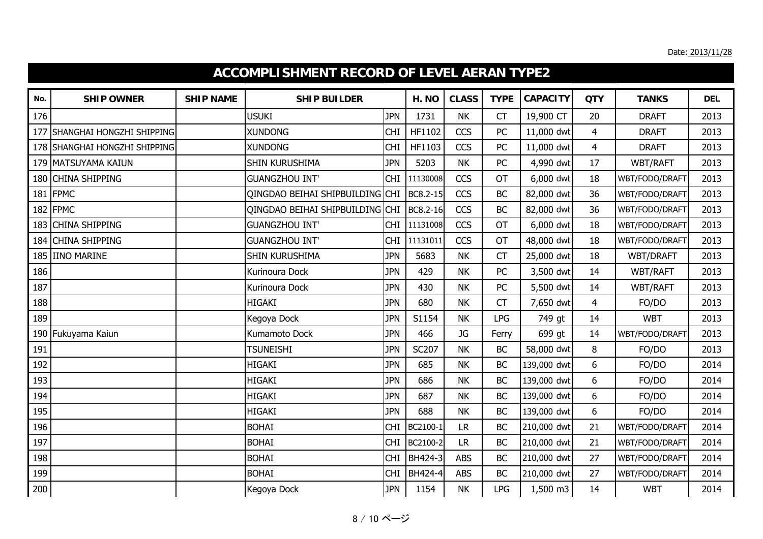Date: 2013/11/28

# ACCOMPLISHMENT RECORD OF LEVEL AERAN TYPE2

| No. | SHIP OWNER | SHIP NAME | SHIP BUILDER | | H. NO | CLASS | TYPE | CAPACITY | QTY | TANKS | DEL |
|---|---|---|---|---|---|---|---|---|---|---|---|
| 176 | | | USUKI | JPN | 1731 | NK | CT | 19,900 CT | 20 | DRAFT | 2013 |
| 177 | SHANGHAI HONGZHI SHIPPING | | XUNDONG | CHI | HF1102 | CCS | PC | 11,000 dwt | 4 | DRAFT | 2013 |
| 178 | SHANGHAI HONGZHI SHIPPING | | XUNDONG | CHI | HF1103 | CCS | PC | 11,000 dwt | 4 | DRAFT | 2013 |
| 179 | MATSUYAMA KAIUN | | SHIN KURUSHIMA | JPN | 5203 | NK | PC | 4,990 dwt | 17 | WBT/RAFT | 2013 |
| 180 | CHINA SHIPPING | | GUANGZHOU INT' | CHI | 11130008 | CCS | OT | 6,000 dwt | 18 | WBT/FODO/DRAFT | 2013 |
| 181 | FPMC | | QINGDAO BEIHAI SHIPBUILDING | CHI | BC8.2-15 | CCS | BC | 82,000 dwt | 36 | WBT/FODO/DRAFT | 2013 |
| 182 | FPMC | | QINGDAO BEIHAI SHIPBUILDING | CHI | BC8.2-16 | CCS | BC | 82,000 dwt | 36 | WBT/FODO/DRAFT | 2013 |
| 183 | CHINA SHIPPING | | GUANGZHOU INT' | CHI | 11131008 | CCS | OT | 6,000 dwt | 18 | WBT/FODO/DRAFT | 2013 |
| 184 | CHINA SHIPPING | | GUANGZHOU INT' | CHI | 11131011 | CCS | OT | 48,000 dwt | 18 | WBT/FODO/DRAFT | 2013 |
| 185 | IINO MARINE | | SHIN KURUSHIMA | JPN | 5683 | NK | CT | 25,000 dwt | 18 | WBT/DRAFT | 2013 |
| 186 | | | Kurinoura Dock | JPN | 429 | NK | PC | 3,500 dwt | 14 | WBT/RAFT | 2013 |
| 187 | | | Kurinoura Dock | JPN | 430 | NK | PC | 5,500 dwt | 14 | WBT/RAFT | 2013 |
| 188 | | | HIGAKI | JPN | 680 | NK | CT | 7,650 dwt | 4 | FO/DO | 2013 |
| 189 | | | Kegoya Dock | JPN | S1154 | NK | LPG | 749 gt | 14 | WBT | 2013 |
| 190 | Fukuyama Kaiun | | Kumamoto Dock | JPN | 466 | JG | Ferry | 699 gt | 14 | WBT/FODO/DRAFT | 2013 |
| 191 | | | TSUNEISHI | JPN | SC207 | NK | BC | 58,000 dwt | 8 | FO/DO | 2013 |
| 192 | | | HIGAKI | JPN | 685 | NK | BC | 139,000 dwt | 6 | FO/DO | 2014 |
| 193 | | | HIGAKI | JPN | 686 | NK | BC | 139,000 dwt | 6 | FO/DO | 2014 |
| 194 | | | HIGAKI | JPN | 687 | NK | BC | 139,000 dwt | 6 | FO/DO | 2014 |
| 195 | | | HIGAKI | JPN | 688 | NK | BC | 139,000 dwt | 6 | FO/DO | 2014 |
| 196 | | | BOHAI | CHI | BC2100-1 | LR | BC | 210,000 dwt | 21 | WBT/FODO/DRAFT | 2014 |
| 197 | | | BOHAI | CHI | BC2100-2 | LR | BC | 210,000 dwt | 21 | WBT/FODO/DRAFT | 2014 |
| 198 | | | BOHAI | CHI | BH424-3 | ABS | BC | 210,000 dwt | 27 | WBT/FODO/DRAFT | 2014 |
| 199 | | | BOHAI | CHI | BH424-4 | ABS | BC | 210,000 dwt | 27 | WBT/FODO/DRAFT | 2014 |
| 200 | | | Kegoya Dock | JPN | 1154 | NK | LPG | 1,500 m3 | 14 | WBT | 2014 |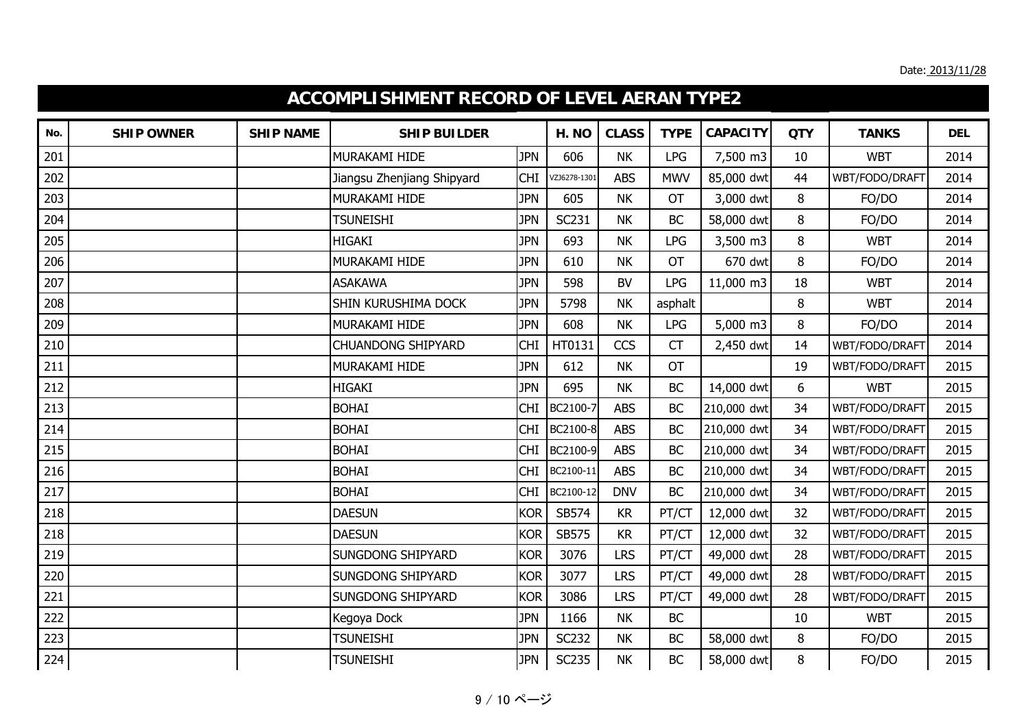Date: 2013/11/28

# ACCOMPLISHMENT RECORD OF LEVEL AERAN TYPE2

| No. | SHIP OWNER | SHIP NAME | SHIP BUILDER | | H. NO | CLASS | TYPE | CAPACITY | QTY | TANKS | DEL |
|---|---|---|---|---|---|---|---|---|---|---|---|
| 201 | | | MURAKAMI HIDE | JPN | 606 | NK | LPG | 7,500 m3 | 10 | WBT | 2014 |
| 202 | | | Jiangsu Zhenjiang Shipyard | CHI | VZJ6278-1301 | ABS | MWV | 85,000 dwt | 44 | WBT/FODO/DRAFT | 2014 |
| 203 | | | MURAKAMI HIDE | JPN | 605 | NK | OT | 3,000 dwt | 8 | FO/DO | 2014 |
| 204 | | | TSUNEISHI | JPN | SC231 | NK | BC | 58,000 dwt | 8 | FO/DO | 2014 |
| 205 | | | HIGAKI | JPN | 693 | NK | LPG | 3,500 m3 | 8 | WBT | 2014 |
| 206 | | | MURAKAMI HIDE | JPN | 610 | NK | OT | 670 dwt | 8 | FO/DO | 2014 |
| 207 | | | ASAKAWA | JPN | 598 | BV | LPG | 11,000 m3 | 18 | WBT | 2014 |
| 208 | | | SHIN KURUSHIMA DOCK | JPN | 5798 | NK | asphalt | | 8 | WBT | 2014 |
| 209 | | | MURAKAMI HIDE | JPN | 608 | NK | LPG | 5,000 m3 | 8 | FO/DO | 2014 |
| 210 | | | CHUANDONG SHIPYARD | CHI | HT0131 | CCS | CT | 2,450 dwt | 14 | WBT/FODO/DRAFT | 2014 |
| 211 | | | MURAKAMI HIDE | JPN | 612 | NK | OT | | 19 | WBT/FODO/DRAFT | 2015 |
| 212 | | | HIGAKI | JPN | 695 | NK | BC | 14,000 dwt | 6 | WBT | 2015 |
| 213 | | | BOHAI | CHI | BC2100-7 | ABS | BC | 210,000 dwt | 34 | WBT/FODO/DRAFT | 2015 |
| 214 | | | BOHAI | CHI | BC2100-8 | ABS | BC | 210,000 dwt | 34 | WBT/FODO/DRAFT | 2015 |
| 215 | | | BOHAI | CHI | BC2100-9 | ABS | BC | 210,000 dwt | 34 | WBT/FODO/DRAFT | 2015 |
| 216 | | | BOHAI | CHI | BC2100-11 | ABS | BC | 210,000 dwt | 34 | WBT/FODO/DRAFT | 2015 |
| 217 | | | BOHAI | CHI | BC2100-12 | DNV | BC | 210,000 dwt | 34 | WBT/FODO/DRAFT | 2015 |
| 218 | | | DAESUN | KOR | SB574 | KR | PT/CT | 12,000 dwt | 32 | WBT/FODO/DRAFT | 2015 |
| 218 | | | DAESUN | KOR | SB575 | KR | PT/CT | 12,000 dwt | 32 | WBT/FODO/DRAFT | 2015 |
| 219 | | | SUNGDONG SHIPYARD | KOR | 3076 | LRS | PT/CT | 49,000 dwt | 28 | WBT/FODO/DRAFT | 2015 |
| 220 | | | SUNGDONG SHIPYARD | KOR | 3077 | LRS | PT/CT | 49,000 dwt | 28 | WBT/FODO/DRAFT | 2015 |
| 221 | | | SUNGDONG SHIPYARD | KOR | 3086 | LRS | PT/CT | 49,000 dwt | 28 | WBT/FODO/DRAFT | 2015 |
| 222 | | | Kegoya Dock | JPN | 1166 | NK | BC | | 10 | WBT | 2015 |
| 223 | | | TSUNEISHI | JPN | SC232 | NK | BC | 58,000 dwt | 8 | FO/DO | 2015 |
| 224 | | | TSUNEISHI | JPN | SC235 | NK | BC | 58,000 dwt | 8 | FO/DO | 2015 |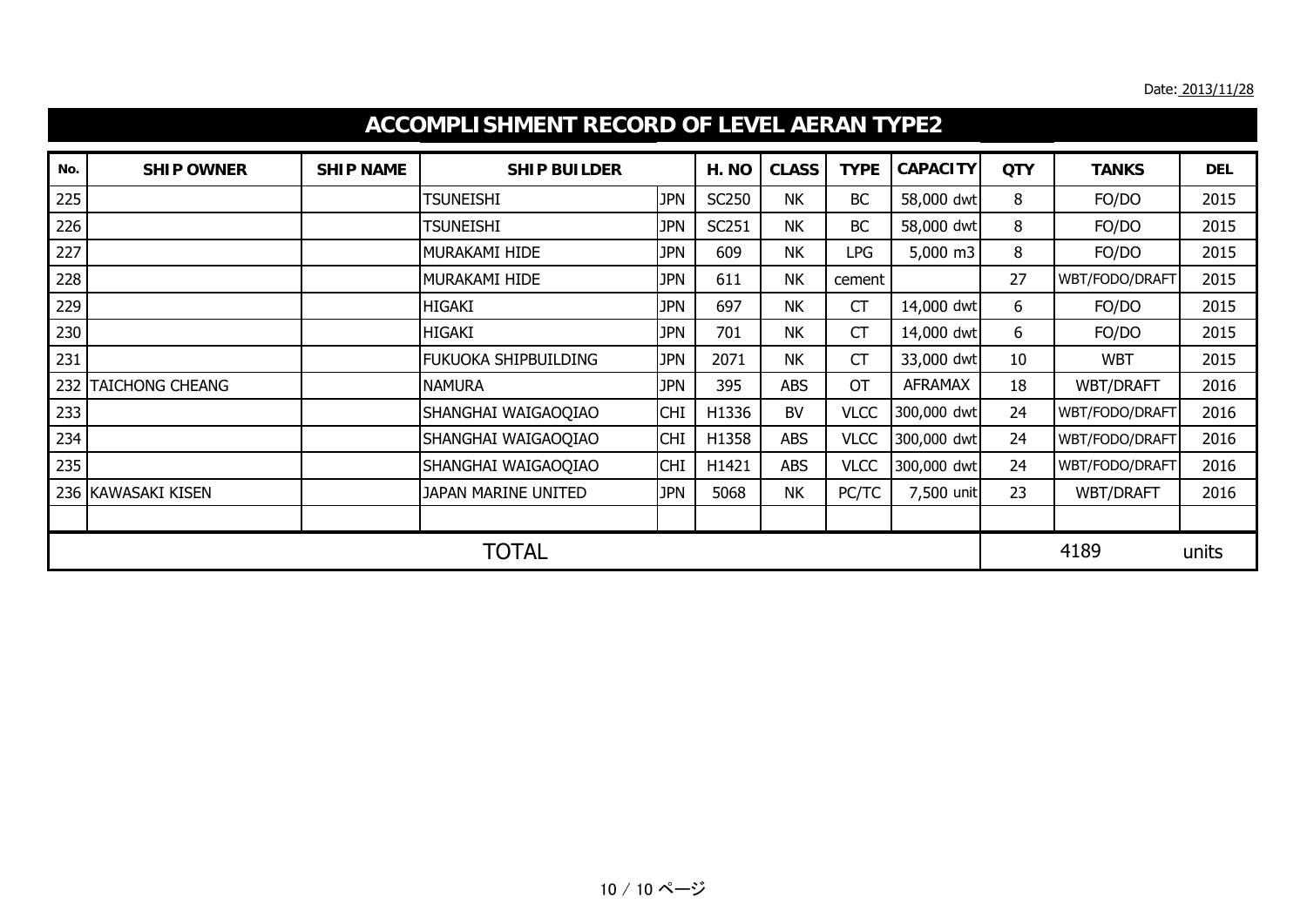Date: 2013/11/28

# ACCOMPLISHMENT RECORD OF LEVEL AERAN TYPE2

| No. | SHIP OWNER | SHIP NAME | SHIP BUILDER | | H. NO | CLASS | TYPE | CAPACITY | QTY | TANKS | DEL |
|---|---|---|---|---|---|---|---|---|---|---|---|
| 225 | | | TSUNEISHI | JPN | SC250 | NK | BC | 58,000 dwt | 8 | FO/DO | 2015 |
| 226 | | | TSUNEISHI | JPN | SC251 | NK | BC | 58,000 dwt | 8 | FO/DO | 2015 |
| 227 | | | MURAKAMI HIDE | JPN | 609 | NK | LPG | 5,000 m3 | 8 | FO/DO | 2015 |
| 228 | | | MURAKAMI HIDE | JPN | 611 | NK | cement | | 27 | WBT/FODO/DRAFT | 2015 |
| 229 | | | HIGAKI | JPN | 697 | NK | CT | 14,000 dwt | 6 | FO/DO | 2015 |
| 230 | | | HIGAKI | JPN | 701 | NK | CT | 14,000 dwt | 6 | FO/DO | 2015 |
| 231 | | | FUKUOKA SHIPBUILDING | JPN | 2071 | NK | CT | 33,000 dwt | 10 | WBT | 2015 |
| 232 | TAICHONG CHEANG | | NAMURA | JPN | 395 | ABS | OT | AFRAMAX | 18 | WBT/DRAFT | 2016 |
| 233 | | | SHANGHAI WAIGAOQIAO | CHI | H1336 | BV | VLCC | 300,000 dwt | 24 | WBT/FODO/DRAFT | 2016 |
| 234 | | | SHANGHAI WAIGAOQIAO | CHI | H1358 | ABS | VLCC | 300,000 dwt | 24 | WBT/FODO/DRAFT | 2016 |
| 235 | | | SHANGHAI WAIGAOQIAO | CHI | H1421 | ABS | VLCC | 300,000 dwt | 24 | WBT/FODO/DRAFT | 2016 |
| 236 | KAWASAKI KISEN | | JAPAN MARINE UNITED | JPN | 5068 | NK | PC/TC | 7,500 unit | 23 | WBT/DRAFT | 2016 |
| | | | | | | | | | | | |
| TOTAL | | | | | | | | | | 4189 | units |